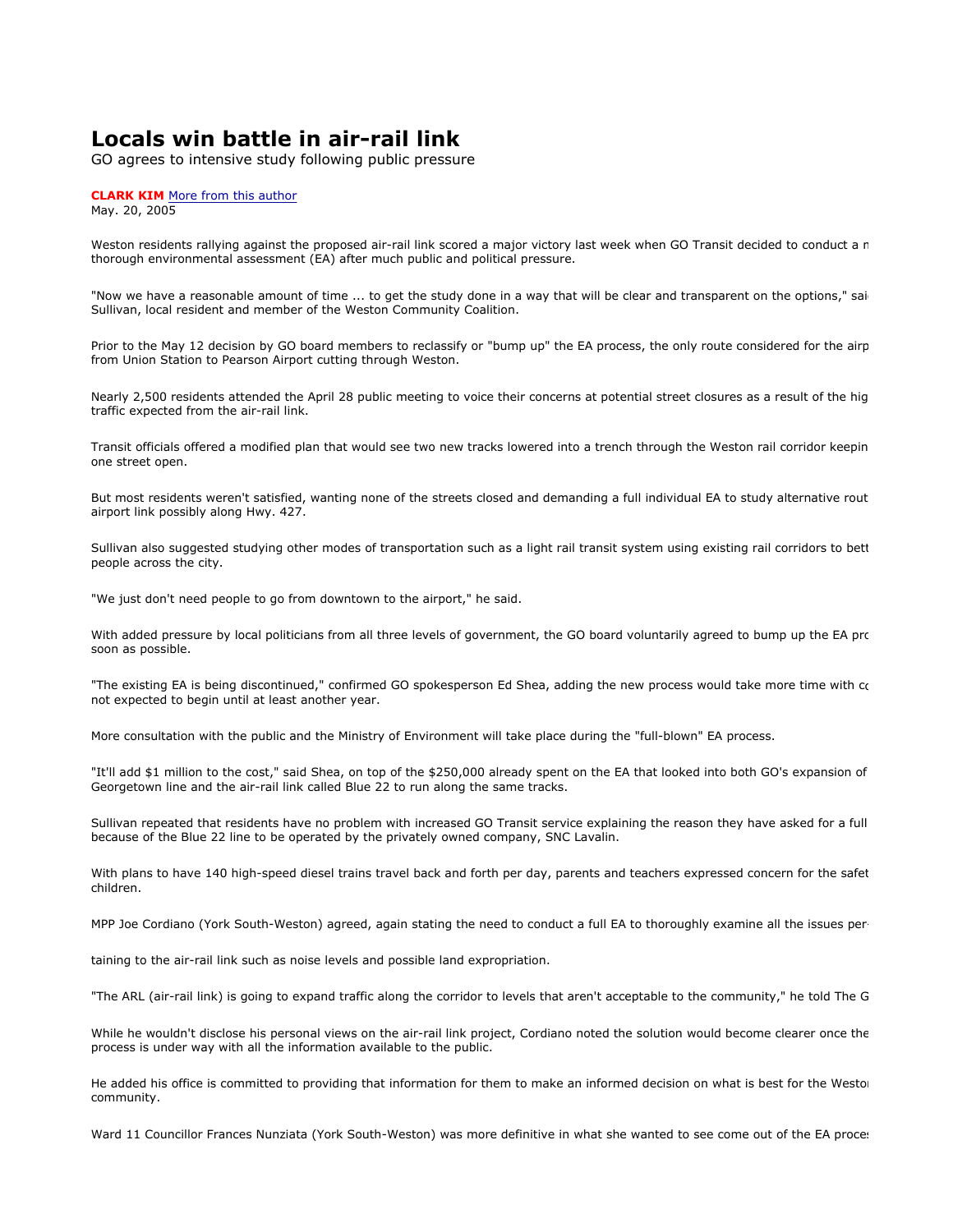# Locals win battle in air-rail link

GO agrees to intensive study following public pressure

**CLARK KIM** More from this author
May. 20, 2005

Weston residents rallying against the proposed air-rail link scored a major victory last week when GO Transit decided to conduct a n thorough environmental assessment (EA) after much public and political pressure.

"Now we have a reasonable amount of time ... to get the study done in a way that will be clear and transparent on the options," sai Sullivan, local resident and member of the Weston Community Coalition.

Prior to the May 12 decision by GO board members to reclassify or "bump up" the EA process, the only route considered for the airp from Union Station to Pearson Airport cutting through Weston.

Nearly 2,500 residents attended the April 28 public meeting to voice their concerns at potential street closures as a result of the hig traffic expected from the air-rail link.

Transit officials offered a modified plan that would see two new tracks lowered into a trench through the Weston rail corridor keepin one street open.

But most residents weren't satisfied, wanting none of the streets closed and demanding a full individual EA to study alternative rout airport link possibly along Hwy. 427.

Sullivan also suggested studying other modes of transportation such as a light rail transit system using existing rail corridors to bett people across the city.

"We just don't need people to go from downtown to the airport," he said.

With added pressure by local politicians from all three levels of government, the GO board voluntarily agreed to bump up the EA prc soon as possible.

"The existing EA is being discontinued," confirmed GO spokesperson Ed Shea, adding the new process would take more time with cc not expected to begin until at least another year.

More consultation with the public and the Ministry of Environment will take place during the "full-blown" EA process.

"It'll add $1 million to the cost," said Shea, on top of the $250,000 already spent on the EA that looked into both GO's expansion of Georgetown line and the air-rail link called Blue 22 to run along the same tracks.

Sullivan repeated that residents have no problem with increased GO Transit service explaining the reason they have asked for a full because of the Blue 22 line to be operated by the privately owned company, SNC Lavalin.

With plans to have 140 high-speed diesel trains travel back and forth per day, parents and teachers expressed concern for the safet children.

MPP Joe Cordiano (York South-Weston) agreed, again stating the need to conduct a full EA to thoroughly examine all the issues per-

taining to the air-rail link such as noise levels and possible land expropriation.

"The ARL (air-rail link) is going to expand traffic along the corridor to levels that aren't acceptable to the community," he told The G

While he wouldn't disclose his personal views on the air-rail link project, Cordiano noted the solution would become clearer once the process is under way with all the information available to the public.

He added his office is committed to providing that information for them to make an informed decision on what is best for the Westo community.

Ward 11 Councillor Frances Nunziata (York South-Weston) was more definitive in what she wanted to see come out of the EA proces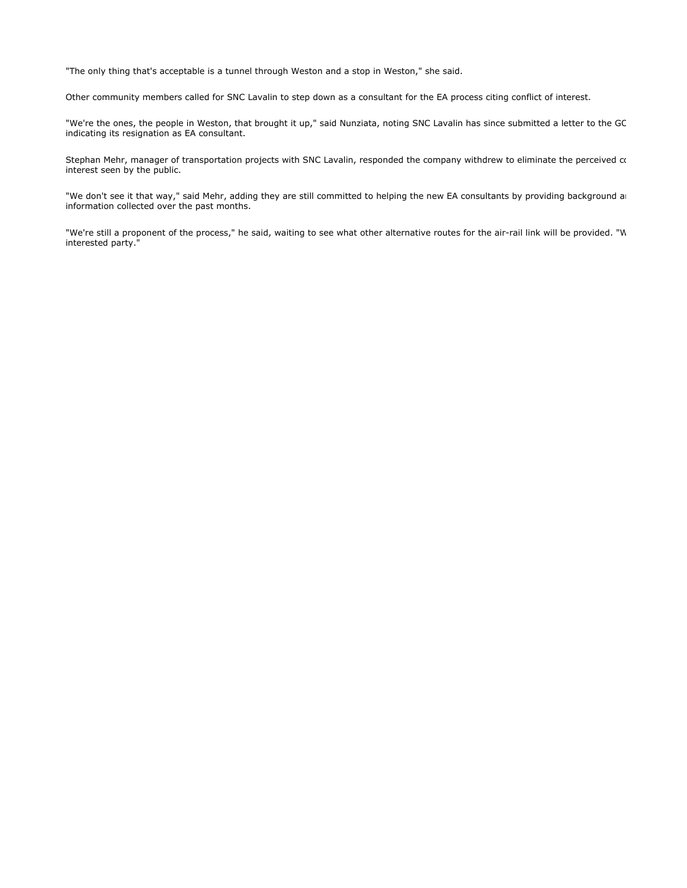"The only thing that's acceptable is a tunnel through Weston and a stop in Weston," she said.

Other community members called for SNC Lavalin to step down as a consultant for the EA process citing conflict of interest.

"We're the ones, the people in Weston, that brought it up," said Nunziata, noting SNC Lavalin has since submitted a letter to the GC indicating its resignation as EA consultant.

Stephan Mehr, manager of transportation projects with SNC Lavalin, responded the company withdrew to eliminate the perceived co interest seen by the public.

"We don't see it that way," said Mehr, adding they are still committed to helping the new EA consultants by providing background a information collected over the past months.

"We're still a proponent of the process," he said, waiting to see what other alternative routes for the air-rail link will be provided. "W interested party."